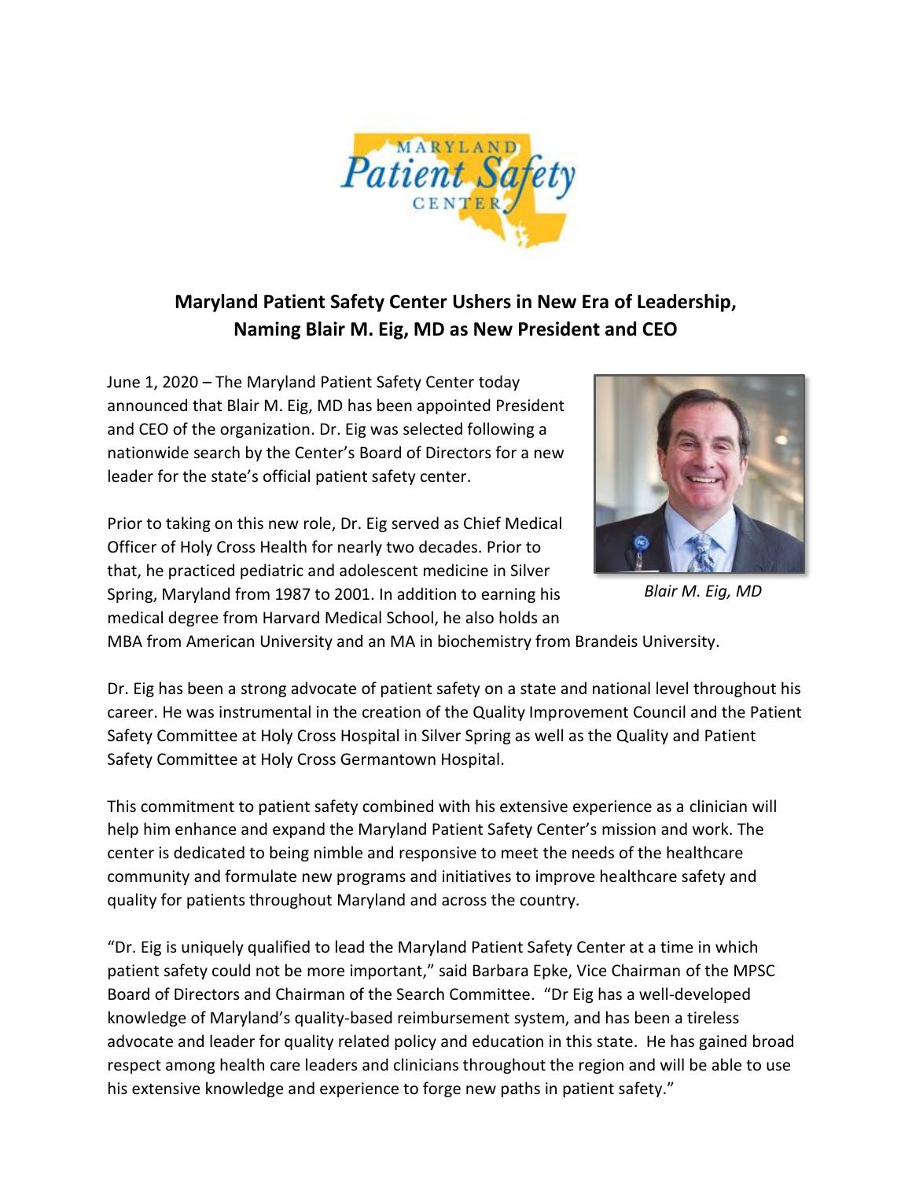# Maryland Patient Safety Center Ushers in New Era of Leadership, Naming Blair M. Eig, MD as New President and CEO

June 1, 2020 – The Maryland Patient Safety Center today announced that Blair M. Eig, MD has been appointed President and CEO of the organization. Dr. Eig was selected following a nationwide search by the Center's Board of Directors for a new leader for the state's official patient safety center.

Prior to taking on this new role, Dr. Eig served as Chief Medical Officer of Holy Cross Health for nearly two decades. Prior to that, he practiced pediatric and adolescent medicine in Silver Spring, Maryland from 1987 to 2001. In addition to earning his medical degree from Harvard Medical School, he also holds an MBA from American University and an MA in biochemistry from Brandeis University.

*Blair M. Eig, MD*

Dr. Eig has been a strong advocate of patient safety on a state and national level throughout his career. He was instrumental in the creation of the Quality Improvement Council and the Patient Safety Committee at Holy Cross Hospital in Silver Spring as well as the Quality and Patient Safety Committee at Holy Cross Germantown Hospital.

This commitment to patient safety combined with his extensive experience as a clinician will help him enhance and expand the Maryland Patient Safety Center's mission and work. The center is dedicated to being nimble and responsive to meet the needs of the healthcare community and formulate new programs and initiatives to improve healthcare safety and quality for patients throughout Maryland and across the country.

"Dr. Eig is uniquely qualified to lead the Maryland Patient Safety Center at a time in which patient safety could not be more important," said Barbara Epke, Vice Chairman of the MPSC Board of Directors and Chairman of the Search Committee. "Dr Eig has a well-developed knowledge of Maryland's quality-based reimbursement system, and has been a tireless advocate and leader for quality related policy and education in this state. He has gained broad respect among health care leaders and clinicians throughout the region and will be able to use his extensive knowledge and experience to forge new paths in patient safety."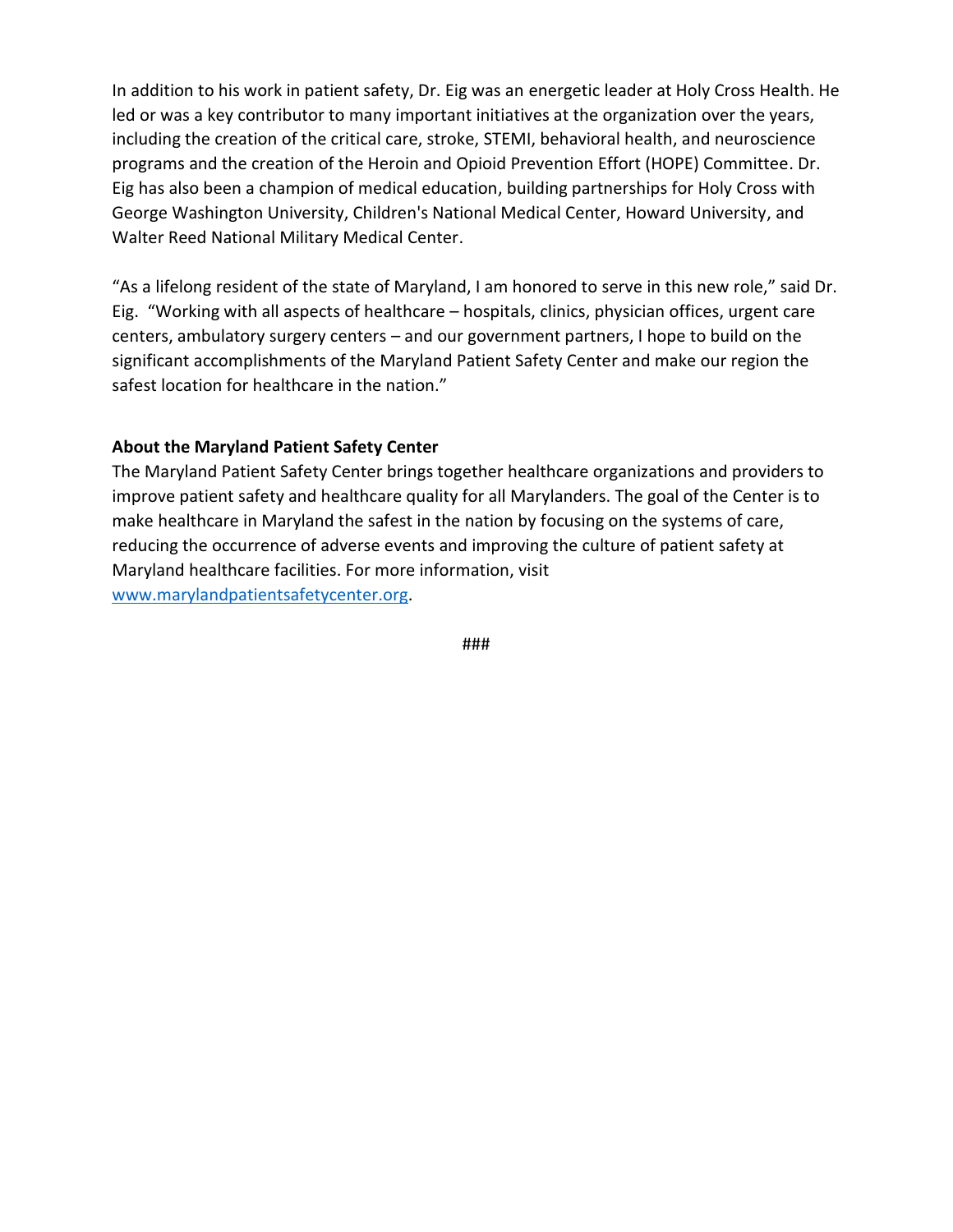In addition to his work in patient safety, Dr. Eig was an energetic leader at Holy Cross Health. He led or was a key contributor to many important initiatives at the organization over the years, including the creation of the critical care, stroke, STEMI, behavioral health, and neuroscience programs and the creation of the Heroin and Opioid Prevention Effort (HOPE) Committee. Dr. Eig has also been a champion of medical education, building partnerships for Holy Cross with George Washington University, Children's National Medical Center, Howard University, and Walter Reed National Military Medical Center.

"As a lifelong resident of the state of Maryland, I am honored to serve in this new role," said Dr. Eig. "Working with all aspects of healthcare – hospitals, clinics, physician offices, urgent care centers, ambulatory surgery centers – and our government partners, I hope to build on the significant accomplishments of the Maryland Patient Safety Center and make our region the safest location for healthcare in the nation."

**About the Maryland Patient Safety Center**

The Maryland Patient Safety Center brings together healthcare organizations and providers to improve patient safety and healthcare quality for all Marylanders. The goal of the Center is to make healthcare in Maryland the safest in the nation by focusing on the systems of care, reducing the occurrence of adverse events and improving the culture of patient safety at Maryland healthcare facilities. For more information, visit [www.marylandpatientsafetycenter.org](http://www.marylandpatientsafetycenter.org).

###